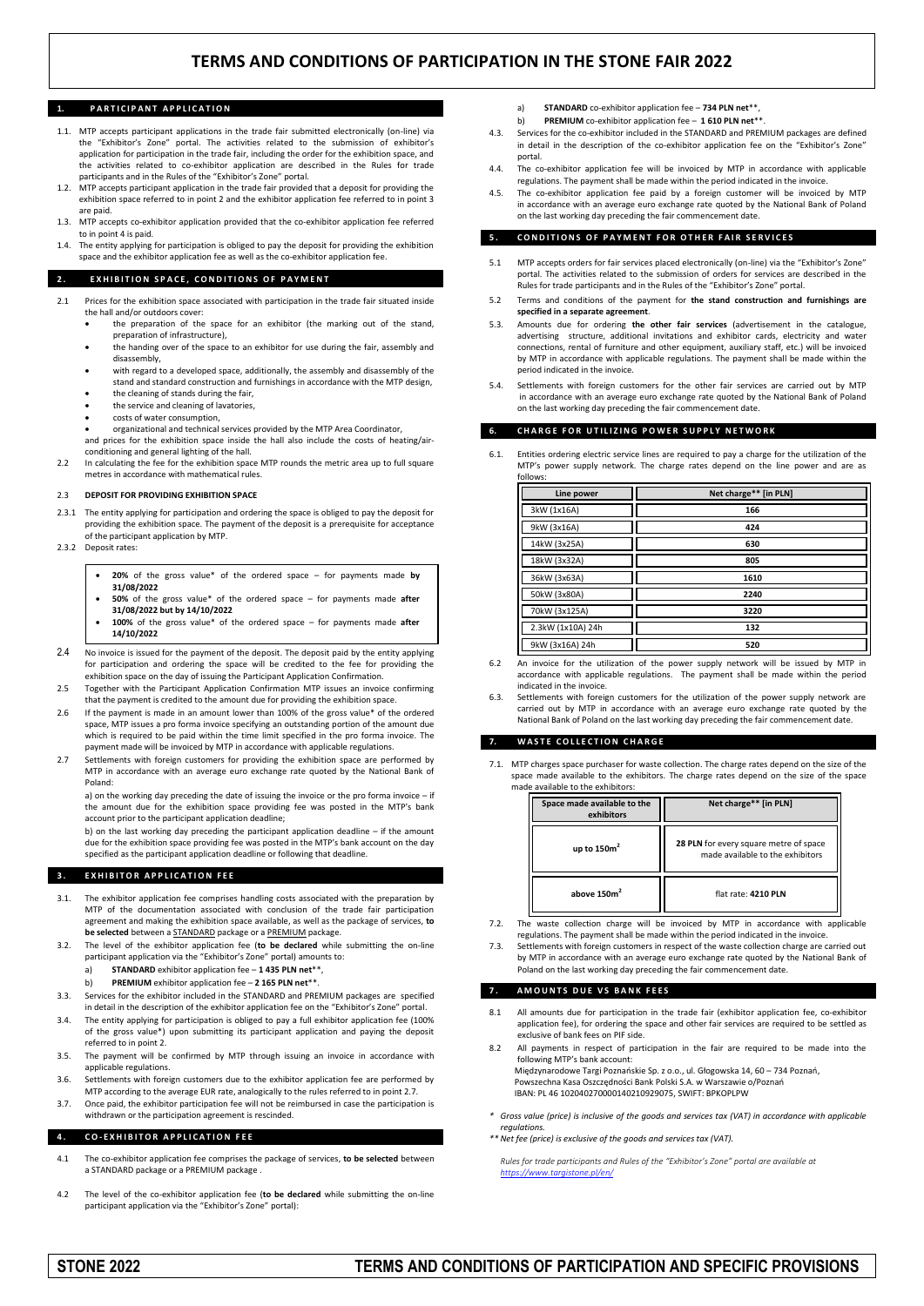# TERMS AND CONDITIONS OF PARTICIPATION IN THE STONE FAIR 2022

## 1. PARTICIPANT APPLICATION

1.1. MTP accepts participant applications in the trade fair submitted electronically (on-line) via the "Exhibitor's Zone" portal. The activities related to the submission of exhibitor's application for participation in the trade fair, including the order for the exhibition space, and the activities related to co-exhibitor application are described in the Rules for trade participants and in the Rules of the "Exhibitor's Zone" portal.

1.2. MTP accepts participant application in the trade fair provided that a deposit for providing the exhibition space referred to in point 2 and the exhibitor application fee referred to in point 3 are paid.

1.3. MTP accepts co-exhibitor application provided that the co-exhibitor application fee referred to in point 4 is paid.

1.4. The entity applying for participation is obliged to pay the deposit for providing the exhibition space and the exhibitor application fee as well as the co-exhibitor application fee.

## 2. EXHIBITION SPACE, CONDITIONS OF PAYMENT

2.1 Prices for the exhibition space associated with participation in the trade fair situated inside the hall and/or outdoors cover:

- the preparation of the space for an exhibitor (the marking out of the stand, preparation of infrastructure),
- the handing over of the space to an exhibitor for use during the fair, assembly and disassembly,
- with regard to a developed space, additionally, the assembly and disassembly of the stand and standard construction and furnishings in accordance with the MTP design,
- the cleaning of stands during the fair,
- the service and cleaning of lavatories,
- costs of water consumption,
- organizational and technical services provided by the MTP Area Coordinator,

and prices for the exhibition space inside the hall also include the costs of heating/air-conditioning and general lighting of the hall.

2.2 In calculating the fee for the exhibition space MTP rounds the metric area up to full square metres in accordance with mathematical rules.

### 2.3 DEPOSIT FOR PROVIDING EXHIBITION SPACE

2.3.1 The entity applying for participation and ordering the space is obliged to pay the deposit for providing the exhibition space. The payment of the deposit is a prerequisite for acceptance of the participant application by MTP.

2.3.2 Deposit rates:

- **20%** of the gross value* of the ordered space – for payments made **by 31/08/2022**
- **50%** of the gross value* of the ordered space – for payments made **after 31/08/2022 but by 14/10/2022**
- **100%** of the gross value* of the ordered space – for payments made **after 14/10/2022**

2.4 No invoice is issued for the payment of the deposit. The deposit paid by the entity applying for participation and ordering the space will be credited to the fee for providing the exhibition space on the day of issuing the Participant Application Confirmation.

2.5 Together with the Participant Application Confirmation MTP issues an invoice confirming that the payment is credited to the amount due for providing the exhibition space.

2.6 If the payment is made in an amount lower than 100% of the gross value* of the ordered space, MTP issues a pro forma invoice specifying an outstanding portion of the amount due which is required to be paid within the time limit specified in the pro forma invoice. The payment made will be invoiced by MTP in accordance with applicable regulations.

2.7 Settlements with foreign customers for providing the exhibition space are performed by MTP in accordance with an average euro exchange rate quoted by the National Bank of Poland:

a) on the working day preceding the date of issuing the invoice or the pro forma invoice – if the amount due for the exhibition space providing fee was posted in the MTP's bank account prior to the participant application deadline;

b) on the last working day preceding the participant application deadline – if the amount due for the exhibition space providing fee was posted in the MTP's bank account on the day specified as the participant application deadline or following that deadline.

## 3. EXHIBITOR APPLICATION FEE

3.1. The exhibitor application fee comprises handling costs associated with the preparation by MTP of the documentation associated with conclusion of the trade fair participation agreement and making the exhibition space available, as well as the package of services, **to be selected** between a STANDARD package or a PREMIUM package.

3.2. The level of the exhibitor application fee (**to be declared** while submitting the on-line participant application via the "Exhibitor's Zone" portal) amounts to:

a) **STANDARD** exhibitor application fee – **1 435 PLN net****,

b) **PREMIUM** exhibitor application fee – **2 165 PLN net****.

3.3. Services for the exhibitor included in the STANDARD and PREMIUM packages are specified in detail in the description of the exhibitor application fee on the "Exhibitor's Zone" portal.

3.4. The entity applying for participation is obliged to pay a full exhibitor application fee (100% of the gross value*) upon submitting its participant application and paying the deposit referred to in point 2.

3.5. The payment will be confirmed by MTP through issuing an invoice in accordance with applicable regulations.

3.6. Settlements with foreign customers due to the exhibitor application fee are performed by MTP according to the average EUR rate, analogically to the rules referred to in point 2.7.

3.7. Once paid, the exhibitor participation fee will not be reimbursed in case the participation is withdrawn or the participation agreement is rescinded.

## 4. CO-EXHIBITOR APPLICATION FEE

4.1 The co-exhibitor application fee comprises the package of services, **to be selected** between a STANDARD package or a PREMIUM package .

4.2 The level of the co-exhibitor application fee (**to be declared** while submitting the on-line participant application via the "Exhibitor's Zone" portal):

a) **STANDARD** co-exhibitor application fee – **734 PLN net****,

b) **PREMIUM** co-exhibitor application fee – **1 610 PLN net****.

4.3. Services for the co-exhibitor included in the STANDARD and PREMIUM packages are defined in detail in the description of the co-exhibitor application fee on the "Exhibitor's Zone" portal.

4.4. The co-exhibitor application fee will be invoiced by MTP in accordance with applicable regulations. The payment shall be made within the period indicated in the invoice.

4.5. The co-exhibitor application fee paid by a foreign customer will be invoiced by MTP in accordance with an average euro exchange rate quoted by the National Bank of Poland on the last working day preceding the fair commencement date.

## 5. CONDITIONS OF PAYMENT FOR OTHER FAIR SERVICES

5.1 MTP accepts orders for fair services placed electronically (on-line) via the "Exhibitor's Zone" portal. The activities related to the submission of orders for services are described in the Rules for trade participants and in the Rules of the "Exhibitor's Zone" portal.

5.2 Terms and conditions of the payment for **the stand construction and furnishings are specified in a separate agreement**.

5.3. Amounts due for ordering **the other fair services** (advertisement in the catalogue, advertising structure, additional invitations and exhibitor cards, electricity and water connections, rental of furniture and other equipment, auxiliary staff, etc.) will be invoiced by MTP in accordance with applicable regulations. The payment shall be made within the period indicated in the invoice.

5.4. Settlements with foreign customers for the other fair services are carried out by MTP in accordance with an average euro exchange rate quoted by the National Bank of Poland on the last working day preceding the fair commencement date.

## 6. CHARGE FOR UTILIZING POWER SUPPLY NETWORK

6.1. Entities ordering electric service lines are required to pay a charge for the utilization of the MTP's power supply network. The charge rates depend on the line power and are as follows:

| Line power | Net charge** [in PLN] |
|---|---|
| 3kW (1x16A) | 166 |
| 9kW (3x16A) | 424 |
| 14kW (3x25A) | 630 |
| 18kW (3x32A) | 805 |
| 36kW (3x63A) | 1610 |
| 50kW (3x80A) | 2240 |
| 70kW (3x125A) | 3220 |
| 2.3kW (1x10A) 24h | 132 |
| 9kW (3x16A) 24h | 520 |

6.2 An invoice for the utilization of the power supply network will be issued by MTP in accordance with applicable regulations. The payment shall be made within the period indicated in the invoice.

6.3. Settlements with foreign customers for the utilization of the power supply network are carried out by MTP in accordance with an average euro exchange rate quoted by the National Bank of Poland on the last working day preceding the fair commencement date.

## 7. WASTE COLLECTION CHARGE

7.1. MTP charges space purchaser for waste collection. The charge rates depend on the size of the space made available to the exhibitors. The charge rates depend on the size of the space made available to the exhibitors:

| Space made available to the exhibitors | Net charge** [in PLN] |
|---|---|
| up to 150m$^2$ | **28 PLN** for every square metre of space made available to the exhibitors |
| above 150m$^2$ | flat rate: **4210 PLN** |

7.2. The waste collection charge will be invoiced by MTP in accordance with applicable regulations. The payment shall be made within the period indicated in the invoice.

7.3. Settlements with foreign customers in respect of the waste collection charge are carried out by MTP in accordance with an average euro exchange rate quoted by the National Bank of Poland on the last working day preceding the fair commencement date.

## 7. AMOUNTS DUE VS BANK FEES

8.1 All amounts due for participation in the trade fair (exhibitor application fee, co-exhibitor application fee), for ordering the space and other fair services are required to be settled as exclusive of bank fees on PIF side.

8.2 All payments in respect of participation in the fair are required to be made into the following MTP's bank account:
Międzynarodowe Targi Poznańskie Sp. z o.o., ul. Głogowska 14, 60 – 734 Poznań,
Powszechna Kasa Oszczędności Bank Polski S.A. w Warszawie o/Poznań
IBAN: PL 46 1020402700001402109290­75, SWIFT: BPKOPLPW

*\* Gross value (price) is inclusive of the goods and services tax (VAT) in accordance with applicable regulations.*

*\*\* Net fee (price) is exclusive of the goods and services tax (VAT).*

*Rules for trade participants and Rules of the "Exhibitor's Zone" portal are available at https://www.targistone.pl/en/*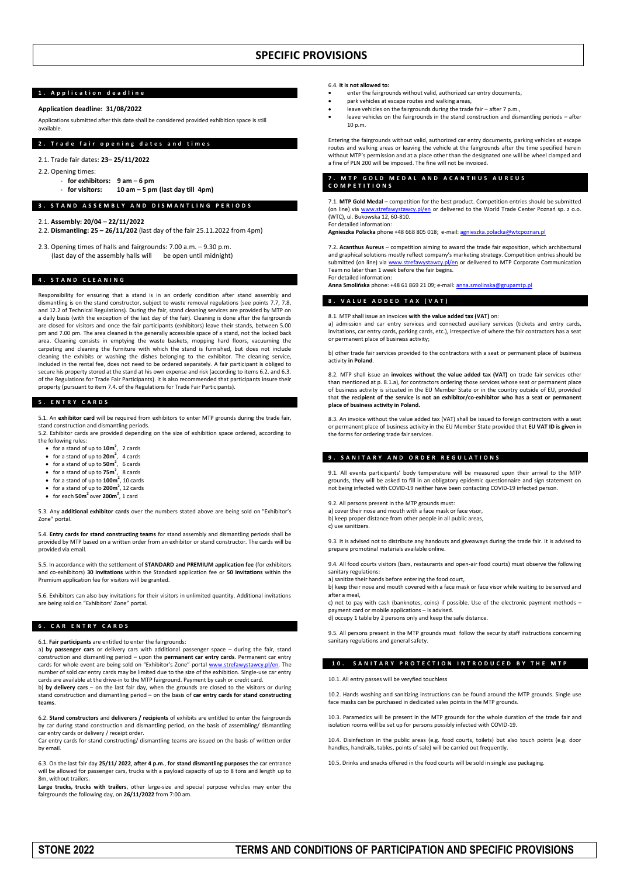# SPECIFIC PROVISIONS

## 1. Application deadline

**Application deadline: 31/08/2022**

Applications submitted after this date shall be considered provided exhibition space is still available.

## 2. Trade fair opening dates and times

2.1. Trade fair dates: **23– 25/11/2022**

2.2. Opening times:

- **for exhibitors: 9 am – 6 pm**
- **for visitors: 10 am – 5 pm (last day till 4pm)**

## 3. Stand assembly and dismantling periods

2.1. **Assembly: 20/04 – 22/11/2022**

2.2. **Dismantling: 25 – 26/11/202** (last day of the fair 25.11.2022 from 4pm)

2.3. Opening times of halls and fairgrounds: 7.00 a.m. – 9.30 p.m. (last day of the assembly halls will be open until midnight)

## 4. Stand cleaning

Responsibility for ensuring that a stand is in an orderly condition after stand assembly and dismantling is on the stand constructor, subject to waste removal regulations (see points 7.7, 7.8, and 12.2 of Technical Regulations). During the fair, stand cleaning services are provided by MTP on a daily basis (with the exception of the last day of the fair). Cleaning is done after the fairgrounds are closed for visitors and once the fair participants (exhibitors) leave their stands, between 5.00 pm and 7.00 pm. The area cleaned is the generally accessible space of a stand, not the locked back area. Cleaning consists in emptying the waste baskets, mopping hard floors, vacuuming the carpeting and cleaning the furniture with which the stand is furnished, but does not include cleaning the exhibits or washing the dishes belonging to the exhibitor. The cleaning service, included in the rental fee, does not need to be ordered separately. A fair participant is obliged to secure his property stored at the stand at his own expense and risk (according to items 6.2. and 6.3. of the Regulations for Trade Fair Participants). It is also recommended that participants insure their property (pursuant to item 7.4. of the Regulations for Trade Fair Participants).

## 5. Entry cards

5.1. An **exhibitor card** will be required from exhibitors to enter MTP grounds during the trade fair, stand construction and dismantling periods.

5.2. Exhibitor cards are provided depending on the size of exhibition space ordered, according to the following rules:

- for a stand of up to **10m²**, 2 cards
- for a stand of up to **20m²**, 4 cards
- for a stand of up to **50m²**, 6 cards
- for a stand of up to **75m²**, 8 cards
- for a stand of up to **100m²**, 10 cards
- for a stand of up to **200m²**, 12 cards
- for each **50m²** over **200m²**, 1 card

5.3. Any **additional exhibitor cards** over the numbers stated above are being sold on "Exhibitor's Zone" portal.

5.4. **Entry cards for stand constructing teams** for stand assembly and dismantling periods shall be provided by MTP based on a written order from an exhibitor or stand constructor. The cards will be provided via email.

5.5. In accordance with the settlement of **STANDARD and PREMIUM application fee** (for exhibitors and co-exhibitors) **30 invitations** within the Standard application fee or **50 invitations** within the Premium application fee for visitors will be granted.

5.6. Exhibitors can also buy invitations for their visitors in unlimited quantity. Additional invitations are being sold on "Exhibitors' Zone" portal.

## 6. Car entry cards

6.1. **Fair participants** are entitled to enter the fairgrounds:

a) **by passenger cars** or delivery cars with additional passenger space – during the fair, stand construction and dismantling period – upon the **permanent car entry cards**. Permanent car entry cards for whole event are being sold on "Exhibitor's Zone" portal www.strefawystawcy.pl/en. The number of sold car entry cards may be limited due to the size of the exhibition. Single-use car entry cards are available at the drive-in to the MTP fairground. Payment by cash or credit card.

b) **by delivery cars** – on the last fair day, when the grounds are closed to the visitors or during stand construction and dismantling period – on the basis of **car entry cards for stand constructing teams**.

6.2. **Stand constructors** and **deliverers / recipients** of exhibits are entitled to enter the fairgrounds by car during stand construction and dismantling period, on the basis of assembling/ dismantling car entry cards or delivery / receipt order.

Car entry cards for stand constructing/ dismantling teams are issued on the basis of written order by email.

6.3. On the last fair day **25/11/ 2022**, **after 4 p.m.**, **for stand dismantling purposes** the car entrance will be allowed for passenger cars, trucks with a payload capacity of up to 8 tons and length up to 8m, without trailers.

**Large trucks, trucks with trailers**, other large-size and special purpose vehicles may enter the fairgrounds the following day, on **26/11/2022** from 7:00 am.

6.4. **It is not allowed to:**

- enter the fairgrounds without valid, authorized car entry documents,
- park vehicles at escape routes and walking areas,
- leave vehicles on the fairgrounds during the trade fair – after 7 p.m.,
- leave vehicles on the fairgrounds in the stand construction and dismantling periods – after 10 p.m.

Entering the fairgrounds without valid, authorized car entry documents, parking vehicles at escape routes and walking areas or leaving the vehicle at the fairgrounds after the time specified herein without MTP's permission and at a place other than the designated one will be wheel clamped and a fine of PLN 200 will be imposed. The fine will not be invoiced.

## 7. MTP Gold Medal and Acanthus Aureus competitions

7.1. **MTP Gold Medal** – competition for the best product. Competition entries should be submitted (on line) via www.strefawystawcy.pl/en or delivered to the World Trade Center Poznań sp. z o.o. (WTC), ul. Bukowska 12, 60-810.

For detailed information:

**Agnieszka Polacka** phone +48 668 805 018; e-mail: agnieszka.polacka@wtcpoznan.pl

7.2. **Acanthus Aureus** – competition aiming to award the trade fair exposition, which architectural and graphical solutions mostly reflect company's marketing strategy. Competition entries should be submitted (on line) via www.strefawystawcy.pl/en or delivered to MTP Corporate Communication Team no later than 1 week before the fair begins.

For detailed information:

**Anna Smolińska** phone: +48 61 869 21 09; e-mail: anna.smolinska@grupamtp.pl

## 8. Value added tax (VAT)

8.1. MTP shall issue an invoices **with the value added tax (VAT)** on:

a) admission and car entry services and connected auxiliary services (tickets and entry cards, invitations, car entry cards, parking cards, etc.), irrespective of where the fair contractors has a seat or permanent place of business activity;

b) other trade fair services provided to the contractors with a seat or permanent place of business activity **in Poland**.

8.2. MTP shall issue an **invoices without the value added tax (VAT)** on trade fair services other than mentioned at p. 8.1.a), for contractors ordering those services whose seat or permanent place of business activity is situated in the EU Member State or in the country outside of EU, provided that **the recipient of the service is not an exhibitor/co-exhibitor who has a seat or permanent place of business activity in Poland.**

8.3. An invoice without the value added tax (VAT) shall be issued to foreign contractors with a seat or permanent place of business activity in the EU Member State provided that **EU VAT ID is given** in the forms for ordering trade fair services.

## 9. Sanitary and order regulations

9.1. All events participants' body temperature will be measured upon their arrival to the MTP grounds, they will be asked to fill in an obligatory epidemic questionnaire and sign statement on not being infected with COVID-19 neither have been contacting COVID-19 infected person.

9.2. All persons present in the MTP grounds must:

a) cover their nose and mouth with a face mask or face visor,
b) keep proper distance from other people in all public areas,
c) use sanitizers.

9.3. It is advised not to distribute any handouts and giveaways during the trade fair. It is advised to prepare promotinal materials available online.

9.4. All food courts visitors (bars, restaurants and open-air food courts) must observe the following sanitary regulations:

a) sanitize their hands before entering the food court,
b) keep their nose and mouth covered with a face mask or face visor while waiting to be served and after a meal,
c) not to pay with cash (banknotes, coins) if possible. Use of the electronic payment methods – payment card or mobile applications – is advised.
d) occupy 1 table by 2 persons only and keep the safe distance.

9.5. All persons present in the MTP grounds must follow the security staff instructions concerning sanitary regulations and general safety.

## 10. Sanitary protection introduced by the MTP

10.1. All entry passes will be veryfied touchless

10.2. Hands washing and sanitizing instructions can be found around the MTP grounds. Single use face masks can be purchased in dedicated sales points in the MTP grounds.

10.3. Paramedics will be present in the MTP grounds for the whole duration of the trade fair and isolation rooms will be set up for persons possibly infected with COVID-19.

10.4. Disinfection in the public areas (e.g. food courts, toilets) but also touch points (e.g. door handles, handrails, tables, points of sale) will be carried out frequently.

10.5. Drinks and snacks offered in the food courts will be sold in single use packaging.